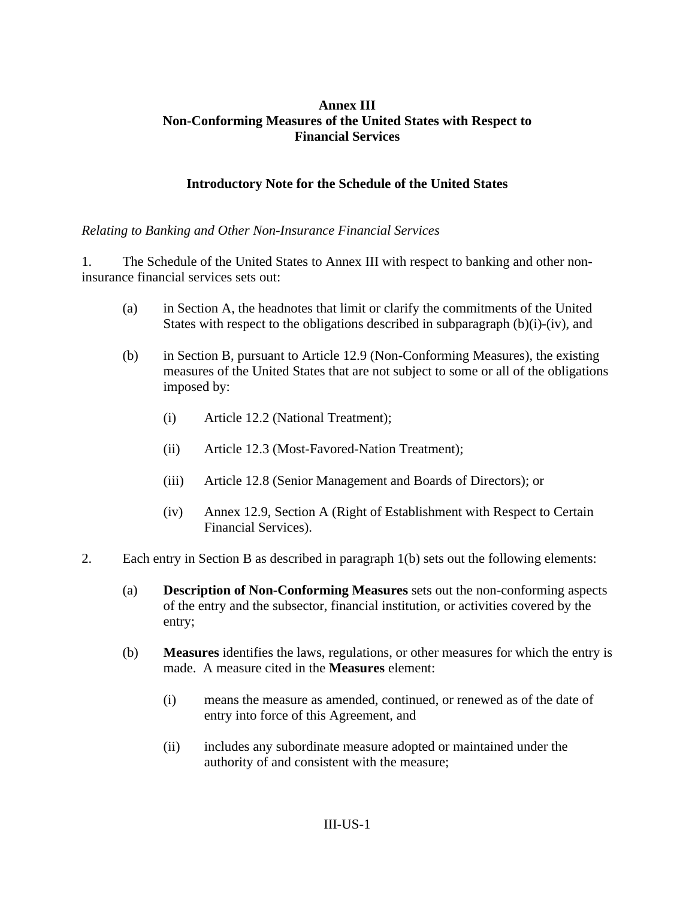# Annex III
# Non-Conforming Measures of the United States with Respect to Financial Services

## Introductory Note for the Schedule of the United States

*Relating to Banking and Other Non-Insurance Financial Services*

1. The Schedule of the United States to Annex III with respect to banking and other non-insurance financial services sets out:

   (a) in Section A, the headnotes that limit or clarify the commitments of the United States with respect to the obligations described in subparagraph (b)(i)-(iv), and

   (b) in Section B, pursuant to Article 12.9 (Non-Conforming Measures), the existing measures of the United States that are not subject to some or all of the obligations imposed by:

      (i) Article 12.2 (National Treatment);

      (ii) Article 12.3 (Most-Favored-Nation Treatment);

      (iii) Article 12.8 (Senior Management and Boards of Directors); or

      (iv) Annex 12.9, Section A (Right of Establishment with Respect to Certain Financial Services).

2. Each entry in Section B as described in paragraph 1(b) sets out the following elements:

   (a) **Description of Non-Conforming Measures** sets out the non-conforming aspects of the entry and the subsector, financial institution, or activities covered by the entry;

   (b) **Measures** identifies the laws, regulations, or other measures for which the entry is made. A measure cited in the **Measures** element:

      (i) means the measure as amended, continued, or renewed as of the date of entry into force of this Agreement, and

      (ii) includes any subordinate measure adopted or maintained under the authority of and consistent with the measure;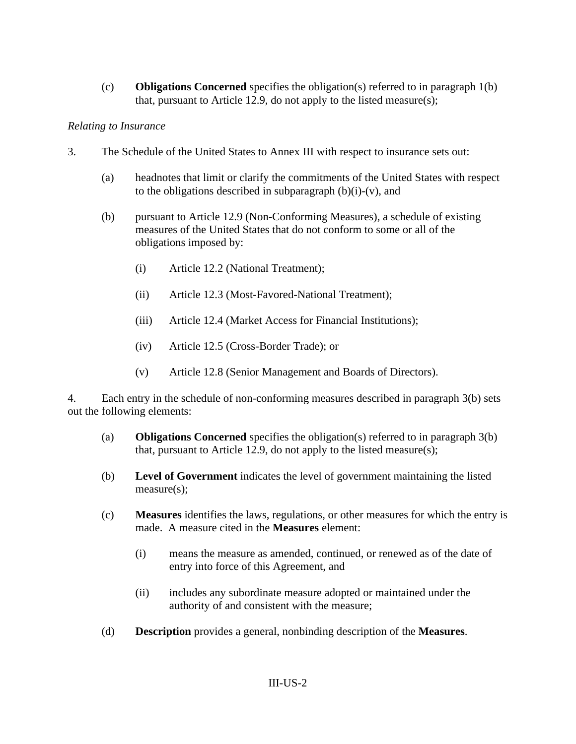(c) **Obligations Concerned** specifies the obligation(s) referred to in paragraph 1(b) that, pursuant to Article 12.9, do not apply to the listed measure(s);

*Relating to Insurance*

3. The Schedule of the United States to Annex III with respect to insurance sets out:

(a) headnotes that limit or clarify the commitments of the United States with respect to the obligations described in subparagraph (b)(i)-(v), and

(b) pursuant to Article 12.9 (Non-Conforming Measures), a schedule of existing measures of the United States that do not conform to some or all of the obligations imposed by:

(i) Article 12.2 (National Treatment);

(ii) Article 12.3 (Most-Favored-National Treatment);

(iii) Article 12.4 (Market Access for Financial Institutions);

(iv) Article 12.5 (Cross-Border Trade); or

(v) Article 12.8 (Senior Management and Boards of Directors).

4. Each entry in the schedule of non-conforming measures described in paragraph 3(b) sets out the following elements:

(a) **Obligations Concerned** specifies the obligation(s) referred to in paragraph 3(b) that, pursuant to Article 12.9, do not apply to the listed measure(s);

(b) **Level of Government** indicates the level of government maintaining the listed measure(s);

(c) **Measures** identifies the laws, regulations, or other measures for which the entry is made. A measure cited in the **Measures** element:

(i) means the measure as amended, continued, or renewed as of the date of entry into force of this Agreement, and

(ii) includes any subordinate measure adopted or maintained under the authority of and consistent with the measure;

(d) **Description** provides a general, nonbinding description of the **Measures**.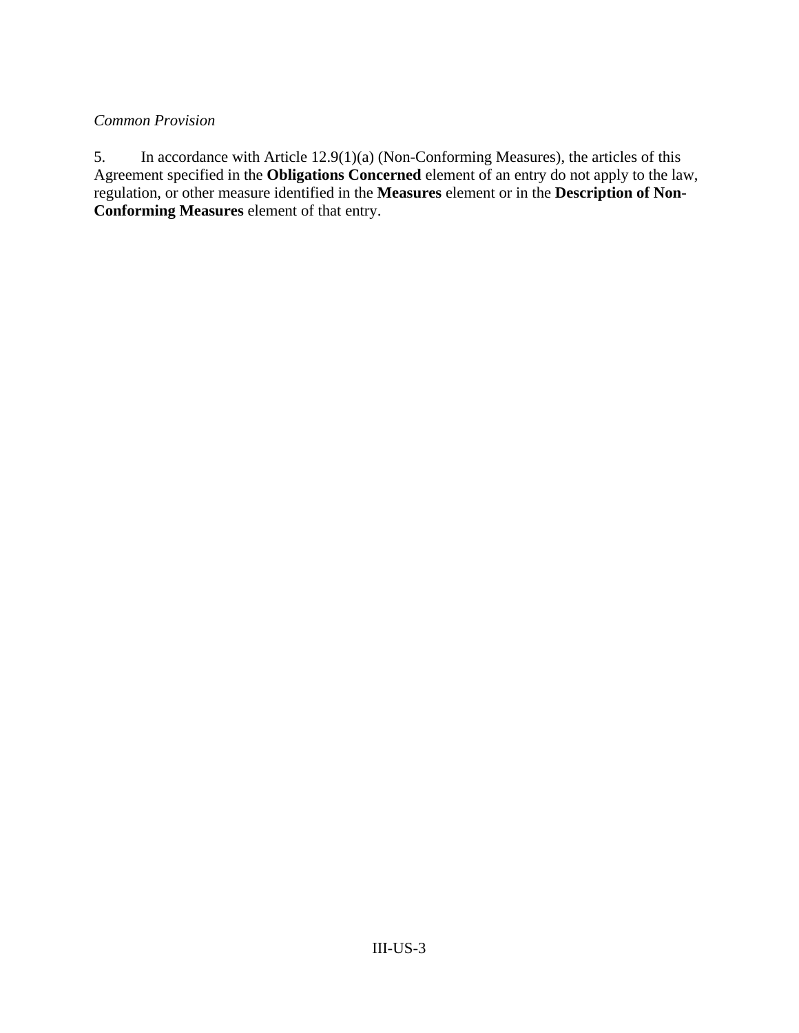*Common Provision*

5. In accordance with Article 12.9(1)(a) (Non-Conforming Measures), the articles of this Agreement specified in the **Obligations Concerned** element of an entry do not apply to the law, regulation, or other measure identified in the **Measures** element or in the **Description of Non-Conforming Measures** element of that entry.